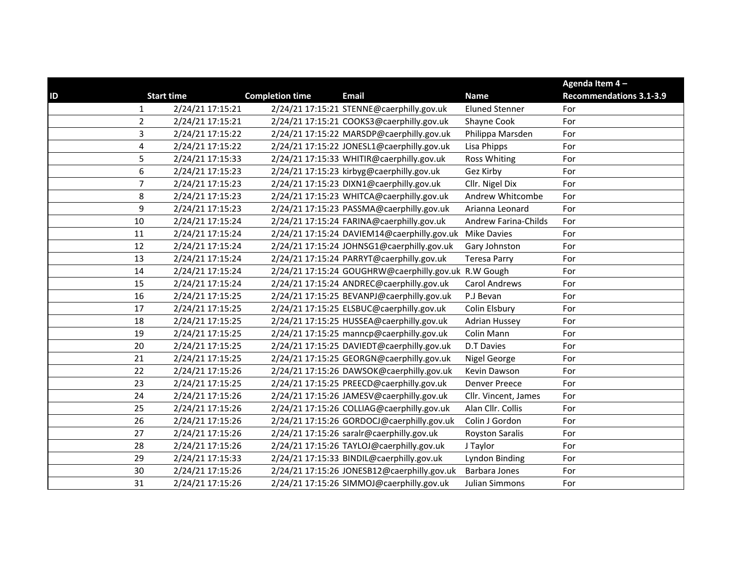| ID | Start time | Completion time | Email | Name | Agenda Item 4 – Recommendations 3.1-3.9 |
|---|---|---|---|---|---|
| 1 | 2/24/21 17:15:21 | 2/24/21 17:15:21 | STENNE@caerphilly.gov.uk | Eluned Stenner | For |
| 2 | 2/24/21 17:15:21 | 2/24/21 17:15:21 | COOKS3@caerphilly.gov.uk | Shayne Cook | For |
| 3 | 2/24/21 17:15:22 | 2/24/21 17:15:22 | MARSDP@caerphilly.gov.uk | Philippa Marsden | For |
| 4 | 2/24/21 17:15:22 | 2/24/21 17:15:22 | JONESL1@caerphilly.gov.uk | Lisa Phipps | For |
| 5 | 2/24/21 17:15:33 | 2/24/21 17:15:33 | WHITIR@caerphilly.gov.uk | Ross Whiting | For |
| 6 | 2/24/21 17:15:23 | 2/24/21 17:15:23 | kirbyg@caerphilly.gov.uk | Gez Kirby | For |
| 7 | 2/24/21 17:15:23 | 2/24/21 17:15:23 | DIXN1@caerphilly.gov.uk | Cllr. Nigel Dix | For |
| 8 | 2/24/21 17:15:23 | 2/24/21 17:15:23 | WHITCA@caerphilly.gov.uk | Andrew Whitcombe | For |
| 9 | 2/24/21 17:15:23 | 2/24/21 17:15:23 | PASSMA@caerphilly.gov.uk | Arianna Leonard | For |
| 10 | 2/24/21 17:15:24 | 2/24/21 17:15:24 | FARINA@caerphilly.gov.uk | Andrew Farina-Childs | For |
| 11 | 2/24/21 17:15:24 | 2/24/21 17:15:24 | DAVIEM14@caerphilly.gov.uk | Mike Davies | For |
| 12 | 2/24/21 17:15:24 | 2/24/21 17:15:24 | JOHNSG1@caerphilly.gov.uk | Gary Johnston | For |
| 13 | 2/24/21 17:15:24 | 2/24/21 17:15:24 | PARRYT@caerphilly.gov.uk | Teresa Parry | For |
| 14 | 2/24/21 17:15:24 | 2/24/21 17:15:24 | GOUGHRW@caerphilly.gov.uk | R.W Gough | For |
| 15 | 2/24/21 17:15:24 | 2/24/21 17:15:24 | ANDREC@caerphilly.gov.uk | Carol Andrews | For |
| 16 | 2/24/21 17:15:25 | 2/24/21 17:15:25 | BEVANPJ@caerphilly.gov.uk | P.J Bevan | For |
| 17 | 2/24/21 17:15:25 | 2/24/21 17:15:25 | ELSBUC@caerphilly.gov.uk | Colin Elsbury | For |
| 18 | 2/24/21 17:15:25 | 2/24/21 17:15:25 | HUSSEA@caerphilly.gov.uk | Adrian Hussey | For |
| 19 | 2/24/21 17:15:25 | 2/24/21 17:15:25 | manncp@caerphilly.gov.uk | Colin Mann | For |
| 20 | 2/24/21 17:15:25 | 2/24/21 17:15:25 | DAVIEDT@caerphilly.gov.uk | D.T Davies | For |
| 21 | 2/24/21 17:15:25 | 2/24/21 17:15:25 | GEORGN@caerphilly.gov.uk | Nigel George | For |
| 22 | 2/24/21 17:15:26 | 2/24/21 17:15:26 | DAWSOK@caerphilly.gov.uk | Kevin Dawson | For |
| 23 | 2/24/21 17:15:25 | 2/24/21 17:15:25 | PREECD@caerphilly.gov.uk | Denver Preece | For |
| 24 | 2/24/21 17:15:26 | 2/24/21 17:15:26 | JAMESV@caerphilly.gov.uk | Cllr. Vincent, James | For |
| 25 | 2/24/21 17:15:26 | 2/24/21 17:15:26 | COLLIAG@caerphilly.gov.uk | Alan Cllr. Collis | For |
| 26 | 2/24/21 17:15:26 | 2/24/21 17:15:26 | GORDOCJ@caerphilly.gov.uk | Colin J Gordon | For |
| 27 | 2/24/21 17:15:26 | 2/24/21 17:15:26 | saralr@caerphilly.gov.uk | Royston Saralis | For |
| 28 | 2/24/21 17:15:26 | 2/24/21 17:15:26 | TAYLOJ@caerphilly.gov.uk | J Taylor | For |
| 29 | 2/24/21 17:15:33 | 2/24/21 17:15:33 | BINDIL@caerphilly.gov.uk | Lyndon Binding | For |
| 30 | 2/24/21 17:15:26 | 2/24/21 17:15:26 | JONESB12@caerphilly.gov.uk | Barbara Jones | For |
| 31 | 2/24/21 17:15:26 | 2/24/21 17:15:26 | SIMMOJ@caerphilly.gov.uk | Julian Simmons | For |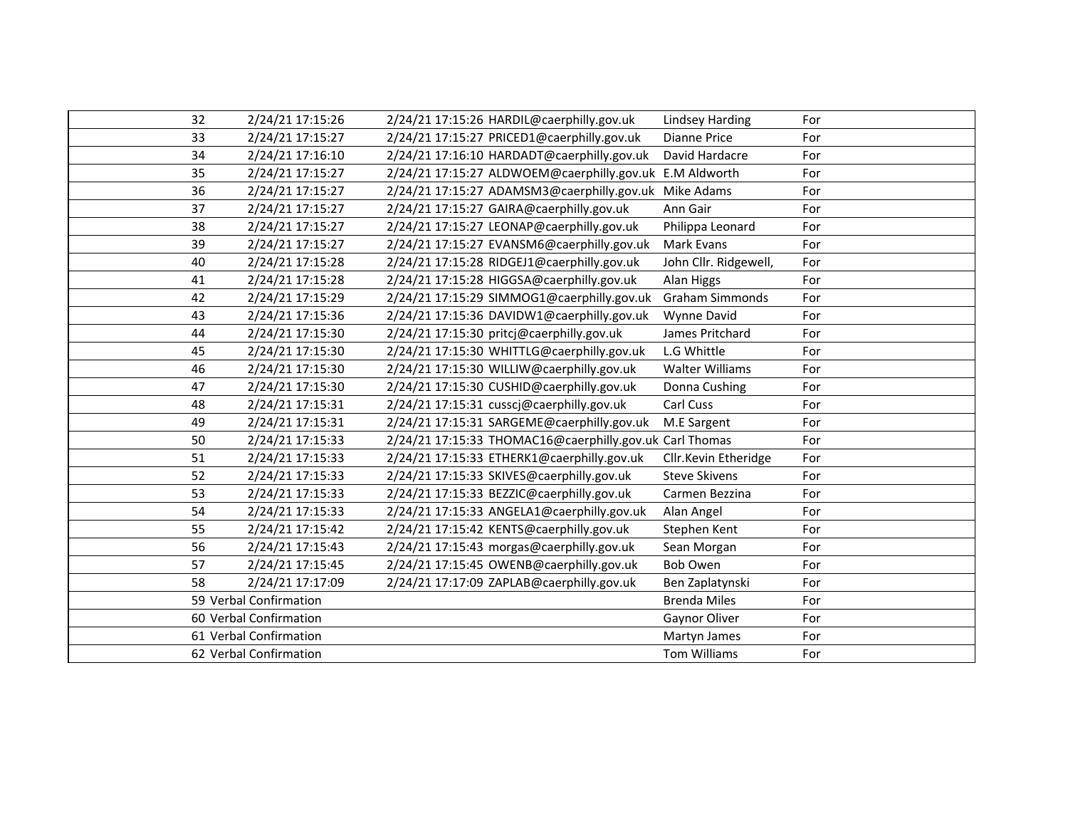| | | | | | |
|---|---|---|---|---|---|
| 32 | 2/24/21 17:15:26 | 2/24/21 17:15:26 | HARDIL@caerphilly.gov.uk | Lindsey Harding | For |
| 33 | 2/24/21 17:15:27 | 2/24/21 17:15:27 | PRICED1@caerphilly.gov.uk | Dianne Price | For |
| 34 | 2/24/21 17:16:10 | 2/24/21 17:16:10 | HARDADT@caerphilly.gov.uk | David Hardacre | For |
| 35 | 2/24/21 17:15:27 | 2/24/21 17:15:27 | ALDWOEM@caerphilly.gov.uk | E.M Aldworth | For |
| 36 | 2/24/21 17:15:27 | 2/24/21 17:15:27 | ADAMSM3@caerphilly.gov.uk | Mike Adams | For |
| 37 | 2/24/21 17:15:27 | 2/24/21 17:15:27 | GAIRA@caerphilly.gov.uk | Ann Gair | For |
| 38 | 2/24/21 17:15:27 | 2/24/21 17:15:27 | LEONAP@caerphilly.gov.uk | Philippa Leonard | For |
| 39 | 2/24/21 17:15:27 | 2/24/21 17:15:27 | EVANSM6@caerphilly.gov.uk | Mark Evans | For |
| 40 | 2/24/21 17:15:28 | 2/24/21 17:15:28 | RIDGEJ1@caerphilly.gov.uk | John Cllr. Ridgewell, | For |
| 41 | 2/24/21 17:15:28 | 2/24/21 17:15:28 | HIGGSA@caerphilly.gov.uk | Alan Higgs | For |
| 42 | 2/24/21 17:15:29 | 2/24/21 17:15:29 | SIMMOG1@caerphilly.gov.uk | Graham Simmonds | For |
| 43 | 2/24/21 17:15:36 | 2/24/21 17:15:36 | DAVIDW1@caerphilly.gov.uk | Wynne David | For |
| 44 | 2/24/21 17:15:30 | 2/24/21 17:15:30 | pritcj@caerphilly.gov.uk | James Pritchard | For |
| 45 | 2/24/21 17:15:30 | 2/24/21 17:15:30 | WHITTLG@caerphilly.gov.uk | L.G Whittle | For |
| 46 | 2/24/21 17:15:30 | 2/24/21 17:15:30 | WILLIW@caerphilly.gov.uk | Walter Williams | For |
| 47 | 2/24/21 17:15:30 | 2/24/21 17:15:30 | CUSHID@caerphilly.gov.uk | Donna Cushing | For |
| 48 | 2/24/21 17:15:31 | 2/24/21 17:15:31 | cusscj@caerphilly.gov.uk | Carl Cuss | For |
| 49 | 2/24/21 17:15:31 | 2/24/21 17:15:31 | SARGEME@caerphilly.gov.uk | M.E Sargent | For |
| 50 | 2/24/21 17:15:33 | 2/24/21 17:15:33 | THOMAC16@caerphilly.gov.uk | Carl Thomas | For |
| 51 | 2/24/21 17:15:33 | 2/24/21 17:15:33 | ETHERK1@caerphilly.gov.uk | Cllr.Kevin Etheridge | For |
| 52 | 2/24/21 17:15:33 | 2/24/21 17:15:33 | SKIVES@caerphilly.gov.uk | Steve Skivens | For |
| 53 | 2/24/21 17:15:33 | 2/24/21 17:15:33 | BEZZIC@caerphilly.gov.uk | Carmen Bezzina | For |
| 54 | 2/24/21 17:15:33 | 2/24/21 17:15:33 | ANGELA1@caerphilly.gov.uk | Alan Angel | For |
| 55 | 2/24/21 17:15:42 | 2/24/21 17:15:42 | KENTS@caerphilly.gov.uk | Stephen Kent | For |
| 56 | 2/24/21 17:15:43 | 2/24/21 17:15:43 | morgas@caerphilly.gov.uk | Sean Morgan | For |
| 57 | 2/24/21 17:15:45 | 2/24/21 17:15:45 | OWENB@caerphilly.gov.uk | Bob Owen | For |
| 58 | 2/24/21 17:17:09 | 2/24/21 17:17:09 | ZAPLAB@caerphilly.gov.uk | Ben Zaplatynski | For |
| 59 | Verbal Confirmation | | | Brenda Miles | For |
| 60 | Verbal Confirmation | | | Gaynor Oliver | For |
| 61 | Verbal Confirmation | | | Martyn James | For |
| 62 | Verbal Confirmation | | | Tom Williams | For |